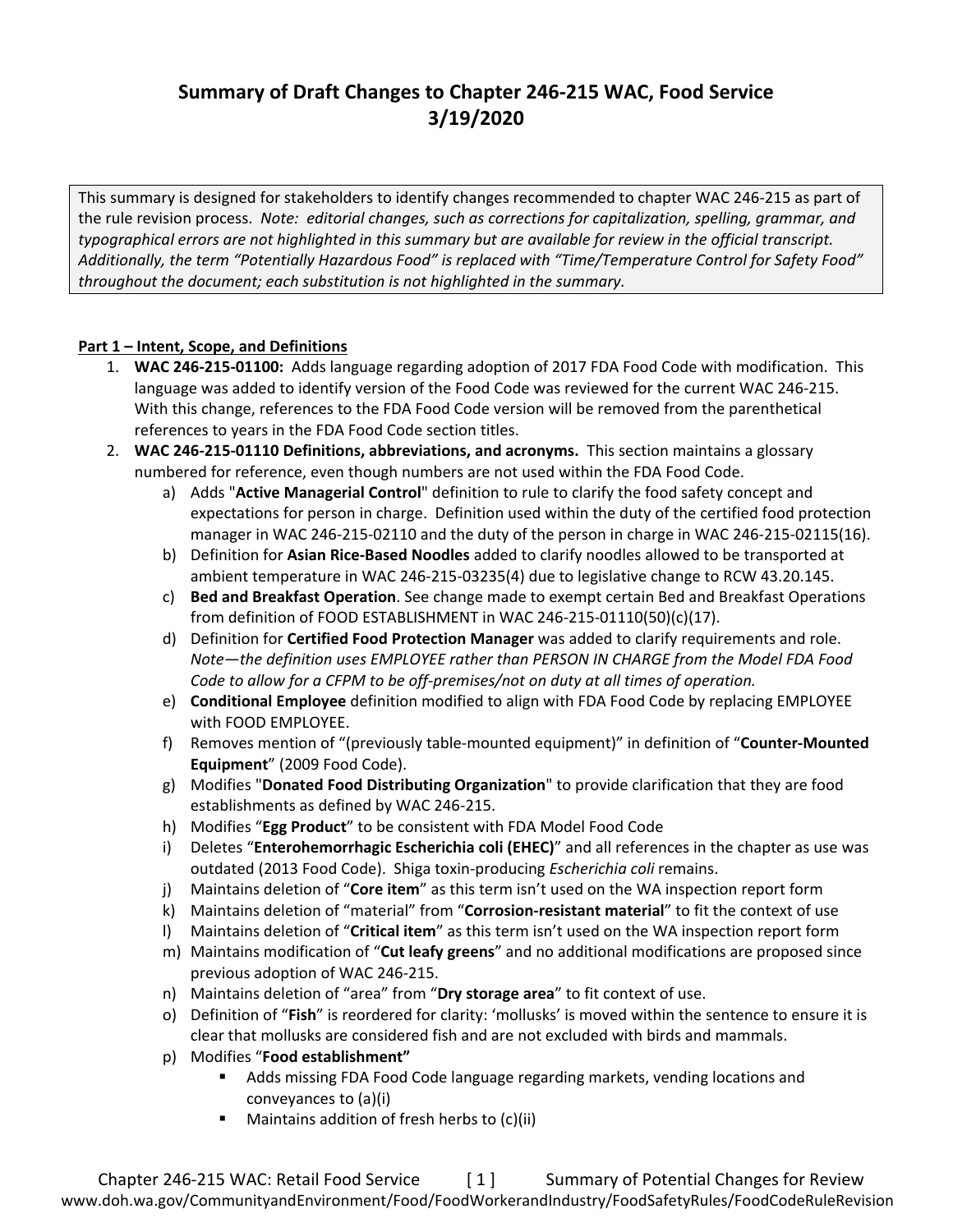# Summary of Draft Changes to Chapter 246-215 WAC, Food Service
## 3/19/2020

This summary is designed for stakeholders to identify changes recommended to chapter WAC 246-215 as part of the rule revision process. *Note: editorial changes, such as corrections for capitalization, spelling, grammar, and typographical errors are not highlighted in this summary but are available for review in the official transcript. Additionally, the term "Potentially Hazardous Food" is replaced with "Time/Temperature Control for Safety Food" throughout the document; each substitution is not highlighted in the summary.*

**Part 1 – Intent, Scope, and Definitions**

1. **WAC 246-215-01100:** Adds language regarding adoption of 2017 FDA Food Code with modification. This language was added to identify version of the Food Code was reviewed for the current WAC 246-215. With this change, references to the FDA Food Code version will be removed from the parenthetical references to years in the FDA Food Code section titles.
2. **WAC 246-215-01110 Definitions, abbreviations, and acronyms.** This section maintains a glossary numbered for reference, even though numbers are not used within the FDA Food Code.
   a) Adds "**Active Managerial Control**" definition to rule to clarify the food safety concept and expectations for person in charge. Definition used within the duty of the certified food protection manager in WAC 246-215-02110 and the duty of the person in charge in WAC 246-215-02115(16).
   b) Definition for **Asian Rice-Based Noodles** added to clarify noodles allowed to be transported at ambient temperature in WAC 246-215-03235(4) due to legislative change to RCW 43.20.145.
   c) **Bed and Breakfast Operation**. See change made to exempt certain Bed and Breakfast Operations from definition of FOOD ESTABLISHMENT in WAC 246-215-01110(50)(c)(17).
   d) Definition for **Certified Food Protection Manager** was added to clarify requirements and role. *Note—the definition uses EMPLOYEE rather than PERSON IN CHARGE from the Model FDA Food Code to allow for a CFPM to be off-premises/not on duty at all times of operation.*
   e) **Conditional Employee** definition modified to align with FDA Food Code by replacing EMPLOYEE with FOOD EMPLOYEE.
   f) Removes mention of "(previously table-mounted equipment)" in definition of "**Counter-Mounted Equipment**" (2009 Food Code).
   g) Modifies "**Donated Food Distributing Organization**" to provide clarification that they are food establishments as defined by WAC 246-215.
   h) Modifies "**Egg Product**" to be consistent with FDA Model Food Code
   i) Deletes "**Enterohemorrhagic Escherichia coli (EHEC)**" and all references in the chapter as use was outdated (2013 Food Code). Shiga toxin-producing *Escherichia coli* remains.
   j) Maintains deletion of "**Core item**" as this term isn't used on the WA inspection report form
   k) Maintains deletion of "material" from "**Corrosion-resistant material**" to fit the context of use
   l) Maintains deletion of "**Critical item**" as this term isn't used on the WA inspection report form
   m) Maintains modification of "**Cut leafy greens**" and no additional modifications are proposed since previous adoption of WAC 246-215.
   n) Maintains deletion of "area" from "**Dry storage area**" to fit context of use.
   o) Definition of "**Fish**" is reordered for clarity: 'mollusks' is moved within the sentence to ensure it is clear that mollusks are considered fish and are not excluded with birds and mammals.
   p) Modifies "**Food establishment"**
      - Adds missing FDA Food Code language regarding markets, vending locations and conveyances to (a)(i)
      - Maintains addition of fresh herbs to (c)(ii)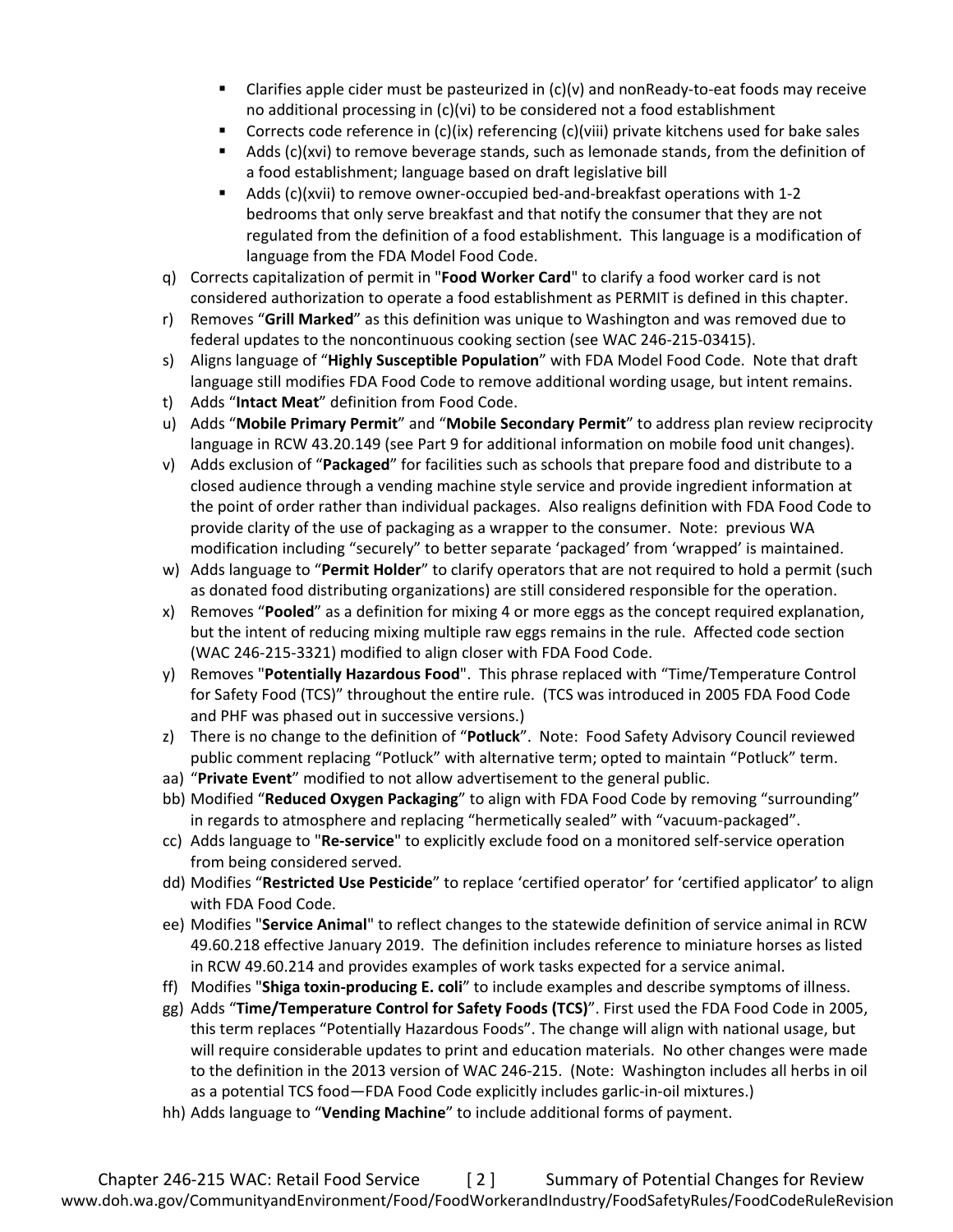- Clarifies apple cider must be pasteurized in (c)(v) and nonReady-to-eat foods may receive no additional processing in (c)(vi) to be considered not a food establishment
  - Corrects code reference in (c)(ix) referencing (c)(viii) private kitchens used for bake sales
  - Adds (c)(xvi) to remove beverage stands, such as lemonade stands, from the definition of a food establishment; language based on draft legislative bill
  - Adds (c)(xvii) to remove owner-occupied bed-and-breakfast operations with 1-2 bedrooms that only serve breakfast and that notify the consumer that they are not regulated from the definition of a food establishment. This language is a modification of language from the FDA Model Food Code.

q) Corrects capitalization of permit in "**Food Worker Card**" to clarify a food worker card is not considered authorization to operate a food establishment as PERMIT is defined in this chapter.

r) Removes "**Grill Marked**" as this definition was unique to Washington and was removed due to federal updates to the noncontinuous cooking section (see WAC 246-215-03415).

s) Aligns language of "**Highly Susceptible Population**" with FDA Model Food Code. Note that draft language still modifies FDA Food Code to remove additional wording usage, but intent remains.

t) Adds "**Intact Meat**" definition from Food Code.

u) Adds "**Mobile Primary Permit**" and "**Mobile Secondary Permit**" to address plan review reciprocity language in RCW 43.20.149 (see Part 9 for additional information on mobile food unit changes).

v) Adds exclusion of "**Packaged**" for facilities such as schools that prepare food and distribute to a closed audience through a vending machine style service and provide ingredient information at the point of order rather than individual packages. Also realigns definition with FDA Food Code to provide clarity of the use of packaging as a wrapper to the consumer. Note: previous WA modification including "securely" to better separate 'packaged' from 'wrapped' is maintained.

w) Adds language to "**Permit Holder**" to clarify operators that are not required to hold a permit (such as donated food distributing organizations) are still considered responsible for the operation.

x) Removes "**Pooled**" as a definition for mixing 4 or more eggs as the concept required explanation, but the intent of reducing mixing multiple raw eggs remains in the rule. Affected code section (WAC 246-215-3321) modified to align closer with FDA Food Code.

y) Removes "**Potentially Hazardous Food**". This phrase replaced with "Time/Temperature Control for Safety Food (TCS)" throughout the entire rule. (TCS was introduced in 2005 FDA Food Code and PHF was phased out in successive versions.)

z) There is no change to the definition of "**Potluck**". Note: Food Safety Advisory Council reviewed public comment replacing "Potluck" with alternative term; opted to maintain "Potluck" term.

aa) "**Private Event**" modified to not allow advertisement to the general public.

bb) Modified "**Reduced Oxygen Packaging**" to align with FDA Food Code by removing "surrounding" in regards to atmosphere and replacing "hermetically sealed" with "vacuum-packaged".

cc) Adds language to "**Re-service**" to explicitly exclude food on a monitored self-service operation from being considered served.

dd) Modifies "**Restricted Use Pesticide**" to replace 'certified operator' for 'certified applicator' to align with FDA Food Code.

ee) Modifies "**Service Animal**" to reflect changes to the statewide definition of service animal in RCW 49.60.218 effective January 2019. The definition includes reference to miniature horses as listed in RCW 49.60.214 and provides examples of work tasks expected for a service animal.

ff) Modifies "**Shiga toxin-producing E. coli**" to include examples and describe symptoms of illness.

gg) Adds "**Time/Temperature Control for Safety Foods (TCS)**". First used the FDA Food Code in 2005, this term replaces "Potentially Hazardous Foods". The change will align with national usage, but will require considerable updates to print and education materials. No other changes were made to the definition in the 2013 version of WAC 246-215. (Note: Washington includes all herbs in oil as a potential TCS food—FDA Food Code explicitly includes garlic-in-oil mixtures.)

hh) Adds language to "**Vending Machine**" to include additional forms of payment.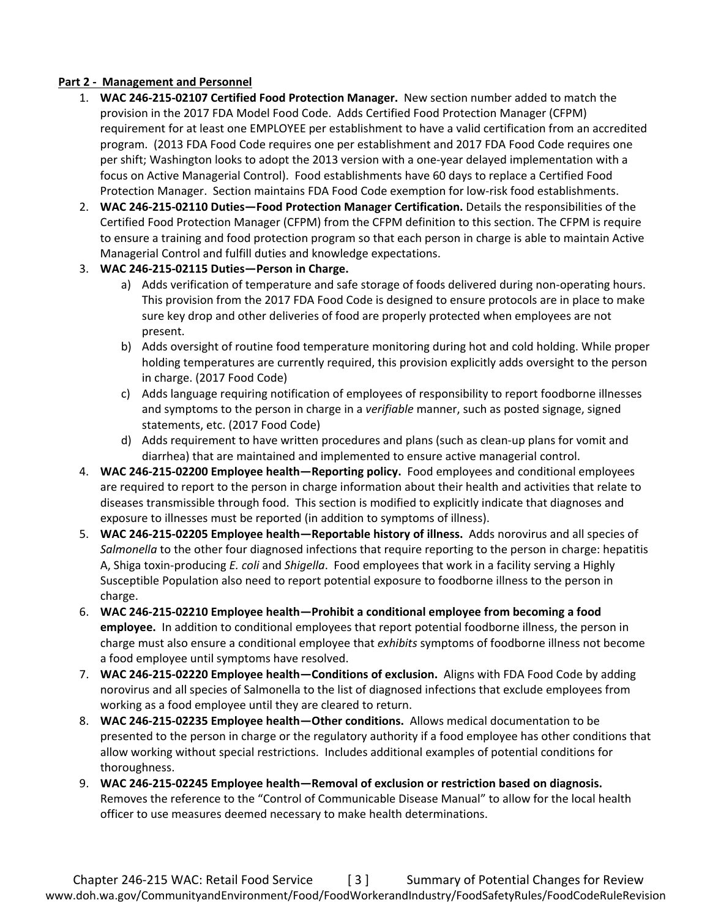**Part 2 - Management and Personnel**

1. **WAC 246-215-02107 Certified Food Protection Manager.** New section number added to match the provision in the 2017 FDA Model Food Code. Adds Certified Food Protection Manager (CFPM) requirement for at least one EMPLOYEE per establishment to have a valid certification from an accredited program. (2013 FDA Food Code requires one per establishment and 2017 FDA Food Code requires one per shift; Washington looks to adopt the 2013 version with a one-year delayed implementation with a focus on Active Managerial Control). Food establishments have 60 days to replace a Certified Food Protection Manager. Section maintains FDA Food Code exemption for low-risk food establishments.
2. **WAC 246-215-02110 Duties—Food Protection Manager Certification.** Details the responsibilities of the Certified Food Protection Manager (CFPM) from the CFPM definition to this section. The CFPM is require to ensure a training and food protection program so that each person in charge is able to maintain Active Managerial Control and fulfill duties and knowledge expectations.
3. **WAC 246-215-02115 Duties—Person in Charge.**
   a) Adds verification of temperature and safe storage of foods delivered during non-operating hours. This provision from the 2017 FDA Food Code is designed to ensure protocols are in place to make sure key drop and other deliveries of food are properly protected when employees are not present.
   b) Adds oversight of routine food temperature monitoring during hot and cold holding. While proper holding temperatures are currently required, this provision explicitly adds oversight to the person in charge. (2017 Food Code)
   c) Adds language requiring notification of employees of responsibility to report foodborne illnesses and symptoms to the person in charge in a *verifiable* manner, such as posted signage, signed statements, etc. (2017 Food Code)
   d) Adds requirement to have written procedures and plans (such as clean-up plans for vomit and diarrhea) that are maintained and implemented to ensure active managerial control.
4. **WAC 246-215-02200 Employee health—Reporting policy.** Food employees and conditional employees are required to report to the person in charge information about their health and activities that relate to diseases transmissible through food. This section is modified to explicitly indicate that diagnoses and exposure to illnesses must be reported (in addition to symptoms of illness).
5. **WAC 246-215-02205 Employee health—Reportable history of illness.** Adds norovirus and all species of *Salmonella* to the other four diagnosed infections that require reporting to the person in charge: hepatitis A, Shiga toxin-producing *E. coli* and *Shigella*. Food employees that work in a facility serving a Highly Susceptible Population also need to report potential exposure to foodborne illness to the person in charge.
6. **WAC 246-215-02210 Employee health—Prohibit a conditional employee from becoming a food employee.** In addition to conditional employees that report potential foodborne illness, the person in charge must also ensure a conditional employee that *exhibits* symptoms of foodborne illness not become a food employee until symptoms have resolved.
7. **WAC 246-215-02220 Employee health—Conditions of exclusion.** Aligns with FDA Food Code by adding norovirus and all species of Salmonella to the list of diagnosed infections that exclude employees from working as a food employee until they are cleared to return.
8. **WAC 246-215-02235 Employee health—Other conditions.** Allows medical documentation to be presented to the person in charge or the regulatory authority if a food employee has other conditions that allow working without special restrictions. Includes additional examples of potential conditions for thoroughness.
9. **WAC 246-215-02245 Employee health—Removal of exclusion or restriction based on diagnosis.** Removes the reference to the "Control of Communicable Disease Manual" to allow for the local health officer to use measures deemed necessary to make health determinations.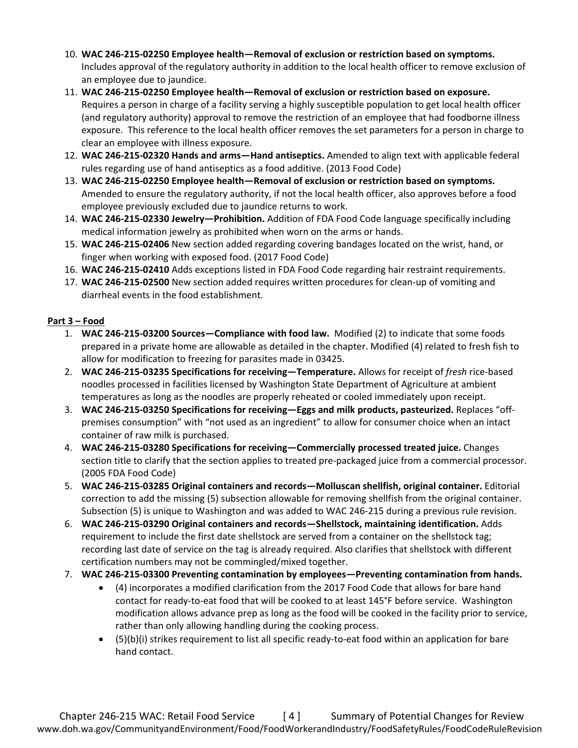10. **WAC 246-215-02250 Employee health—Removal of exclusion or restriction based on symptoms.** Includes approval of the regulatory authority in addition to the local health officer to remove exclusion of an employee due to jaundice.
11. **WAC 246-215-02250 Employee health—Removal of exclusion or restriction based on exposure.** Requires a person in charge of a facility serving a highly susceptible population to get local health officer (and regulatory authority) approval to remove the restriction of an employee that had foodborne illness exposure. This reference to the local health officer removes the set parameters for a person in charge to clear an employee with illness exposure.
12. **WAC 246-215-02320 Hands and arms—Hand antiseptics.** Amended to align text with applicable federal rules regarding use of hand antiseptics as a food additive. (2013 Food Code)
13. **WAC 246-215-02250 Employee health—Removal of exclusion or restriction based on symptoms.** Amended to ensure the regulatory authority, if not the local health officer, also approves before a food employee previously excluded due to jaundice returns to work.
14. **WAC 246-215-02330 Jewelry—Prohibition.** Addition of FDA Food Code language specifically including medical information jewelry as prohibited when worn on the arms or hands.
15. **WAC 246-215-02406** New section added regarding covering bandages located on the wrist, hand, or finger when working with exposed food. (2017 Food Code)
16. **WAC 246-215-02410** Adds exceptions listed in FDA Food Code regarding hair restraint requirements.
17. **WAC 246-215-02500** New section added requires written procedures for clean-up of vomiting and diarrheal events in the food establishment.

## Part 3 – Food

1. **WAC 246-215-03200 Sources—Compliance with food law.** Modified (2) to indicate that some foods prepared in a private home are allowable as detailed in the chapter. Modified (4) related to fresh fish to allow for modification to freezing for parasites made in 03425.
2. **WAC 246-215-03235 Specifications for receiving—Temperature.** Allows for receipt of *fresh* rice-based noodles processed in facilities licensed by Washington State Department of Agriculture at ambient temperatures as long as the noodles are properly reheated or cooled immediately upon receipt.
3. **WAC 246-215-03250 Specifications for receiving—Eggs and milk products, pasteurized.** Replaces "off-premises consumption" with "not used as an ingredient" to allow for consumer choice when an intact container of raw milk is purchased.
4. **WAC 246-215-03280 Specifications for receiving—Commercially processed treated juice.** Changes section title to clarify that the section applies to treated pre-packaged juice from a commercial processor. (2005 FDA Food Code)
5. **WAC 246-215-03285 Original containers and records—Molluscan shellfish, original container.** Editorial correction to add the missing (5) subsection allowable for removing shellfish from the original container. Subsection (5) is unique to Washington and was added to WAC 246-215 during a previous rule revision.
6. **WAC 246-215-03290 Original containers and records—Shellstock, maintaining identification.** Adds requirement to include the first date shellstock are served from a container on the shellstock tag; recording last date of service on the tag is already required. Also clarifies that shellstock with different certification numbers may not be commingled/mixed together.
7. **WAC 246-215-03300 Preventing contamination by employees—Preventing contamination from hands.**
   - (4) incorporates a modified clarification from the 2017 Food Code that allows for bare hand contact for ready-to-eat food that will be cooked to at least 145°F before service. Washington modification allows advance prep as long as the food will be cooked in the facility prior to service, rather than only allowing handling during the cooking process.
   - (5)(b)(i) strikes requirement to list all specific ready-to-eat food within an application for bare hand contact.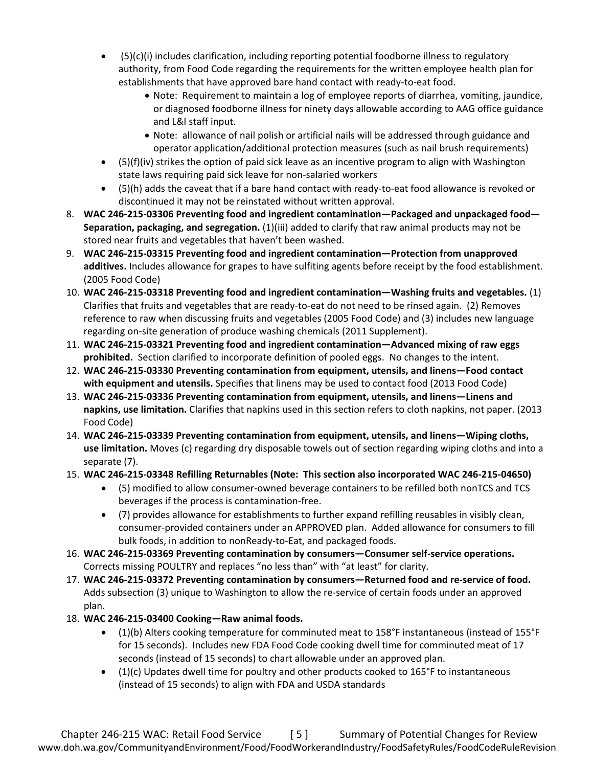- (5)(c)(i) includes clarification, including reporting potential foodborne illness to regulatory authority, from Food Code regarding the requirements for the written employee health plan for establishments that have approved bare hand contact with ready-to-eat food.
    - Note: Requirement to maintain a log of employee reports of diarrhea, vomiting, jaundice, or diagnosed foodborne illness for ninety days allowable according to AAG office guidance and L&I staff input.
    - Note: allowance of nail polish or artificial nails will be addressed through guidance and operator application/additional protection measures (such as nail brush requirements)
- (5)(f)(iv) strikes the option of paid sick leave as an incentive program to align with Washington state laws requiring paid sick leave for non-salaried workers
- (5)(h) adds the caveat that if a bare hand contact with ready-to-eat food allowance is revoked or discontinued it may not be reinstated without written approval.

8. **WAC 246-215-03306 Preventing food and ingredient contamination—Packaged and unpackaged food—Separation, packaging, and segregation.** (1)(iii) added to clarify that raw animal products may not be stored near fruits and vegetables that haven't been washed.
9. **WAC 246-215-03315 Preventing food and ingredient contamination—Protection from unapproved additives.** Includes allowance for grapes to have sulfiting agents before receipt by the food establishment. (2005 Food Code)
10. **WAC 246-215-03318 Preventing food and ingredient contamination—Washing fruits and vegetables.** (1) Clarifies that fruits and vegetables that are ready-to-eat do not need to be rinsed again. (2) Removes reference to raw when discussing fruits and vegetables (2005 Food Code) and (3) includes new language regarding on-site generation of produce washing chemicals (2011 Supplement).
11. **WAC 246-215-03321 Preventing food and ingredient contamination—Advanced mixing of raw eggs prohibited.** Section clarified to incorporate definition of pooled eggs. No changes to the intent.
12. **WAC 246-215-03330 Preventing contamination from equipment, utensils, and linens—Food contact with equipment and utensils.** Specifies that linens may be used to contact food (2013 Food Code)
13. **WAC 246-215-03336 Preventing contamination from equipment, utensils, and linens—Linens and napkins, use limitation.** Clarifies that napkins used in this section refers to cloth napkins, not paper. (2013 Food Code)
14. **WAC 246-215-03339 Preventing contamination from equipment, utensils, and linens—Wiping cloths, use limitation.** Moves (c) regarding dry disposable towels out of section regarding wiping cloths and into a separate (7).
15. **WAC 246-215-03348 Refilling Returnables (Note: This section also incorporated WAC 246-215-04650)**
    - (5) modified to allow consumer-owned beverage containers to be refilled both nonTCS and TCS beverages if the process is contamination-free.
    - (7) provides allowance for establishments to further expand refilling reusables in visibly clean, consumer-provided containers under an APPROVED plan. Added allowance for consumers to fill bulk foods, in addition to nonReady-to-Eat, and packaged foods.
16. **WAC 246-215-03369 Preventing contamination by consumers—Consumer self-service operations.** Corrects missing POULTRY and replaces "no less than" with "at least" for clarity.
17. **WAC 246-215-03372 Preventing contamination by consumers—Returned food and re-service of food.** Adds subsection (3) unique to Washington to allow the re-service of certain foods under an approved plan.
18. **WAC 246-215-03400 Cooking—Raw animal foods.**
    - (1)(b) Alters cooking temperature for comminuted meat to 158°F instantaneous (instead of 155°F for 15 seconds). Includes new FDA Food Code cooking dwell time for comminuted meat of 17 seconds (instead of 15 seconds) to chart allowable under an approved plan.
    - (1)(c) Updates dwell time for poultry and other products cooked to 165°F to instantaneous (instead of 15 seconds) to align with FDA and USDA standards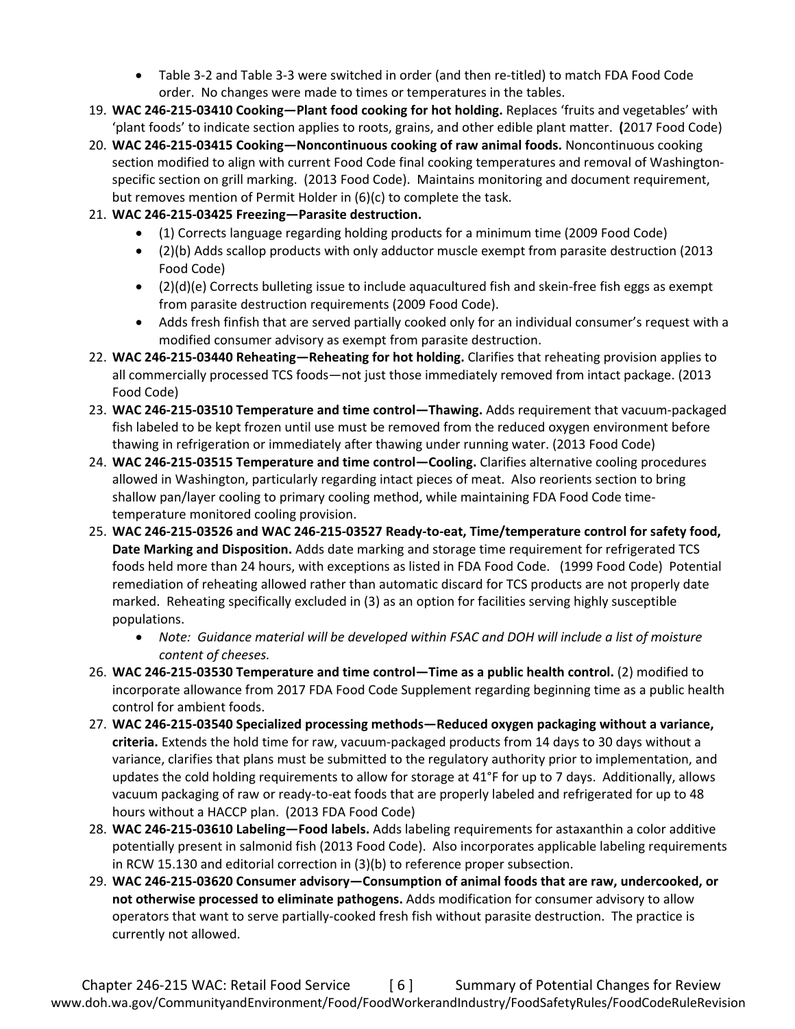- Table 3-2 and Table 3-3 were switched in order (and then re-titled) to match FDA Food Code order. No changes were made to times or temperatures in the tables.

19. **WAC 246-215-03410 Cooking—Plant food cooking for hot holding.** Replaces 'fruits and vegetables' with 'plant foods' to indicate section applies to roots, grains, and other edible plant matter. **(**2017 Food Code)
20. **WAC 246-215-03415 Cooking—Noncontinuous cooking of raw animal foods.** Noncontinuous cooking section modified to align with current Food Code final cooking temperatures and removal of Washington-specific section on grill marking. (2013 Food Code). Maintains monitoring and document requirement, but removes mention of Permit Holder in (6)(c) to complete the task.
21. **WAC 246-215-03425 Freezing—Parasite destruction.**
    - (1) Corrects language regarding holding products for a minimum time (2009 Food Code)
    - (2)(b) Adds scallop products with only adductor muscle exempt from parasite destruction (2013 Food Code)
    - (2)(d)(e) Corrects bulleting issue to include aquacultured fish and skein-free fish eggs as exempt from parasite destruction requirements (2009 Food Code).
    - Adds fresh finfish that are served partially cooked only for an individual consumer's request with a modified consumer advisory as exempt from parasite destruction.
22. **WAC 246-215-03440 Reheating—Reheating for hot holding.** Clarifies that reheating provision applies to all commercially processed TCS foods—not just those immediately removed from intact package. (2013 Food Code)
23. **WAC 246-215-03510 Temperature and time control—Thawing.** Adds requirement that vacuum-packaged fish labeled to be kept frozen until use must be removed from the reduced oxygen environment before thawing in refrigeration or immediately after thawing under running water. (2013 Food Code)
24. **WAC 246-215-03515 Temperature and time control—Cooling.** Clarifies alternative cooling procedures allowed in Washington, particularly regarding intact pieces of meat. Also reorients section to bring shallow pan/layer cooling to primary cooling method, while maintaining FDA Food Code time-temperature monitored cooling provision.
25. **WAC 246-215-03526 and WAC 246-215-03527 Ready-to-eat, Time/temperature control for safety food, Date Marking and Disposition.** Adds date marking and storage time requirement for refrigerated TCS foods held more than 24 hours, with exceptions as listed in FDA Food Code. (1999 Food Code) Potential remediation of reheating allowed rather than automatic discard for TCS products are not properly date marked. Reheating specifically excluded in (3) as an option for facilities serving highly susceptible populations.
    - *Note: Guidance material will be developed within FSAC and DOH will include a list of moisture content of cheeses.*
26. **WAC 246-215-03530 Temperature and time control—Time as a public health control.** (2) modified to incorporate allowance from 2017 FDA Food Code Supplement regarding beginning time as a public health control for ambient foods.
27. **WAC 246-215-03540 Specialized processing methods—Reduced oxygen packaging without a variance, criteria.** Extends the hold time for raw, vacuum-packaged products from 14 days to 30 days without a variance, clarifies that plans must be submitted to the regulatory authority prior to implementation, and updates the cold holding requirements to allow for storage at 41°F for up to 7 days. Additionally, allows vacuum packaging of raw or ready-to-eat foods that are properly labeled and refrigerated for up to 48 hours without a HACCP plan. (2013 FDA Food Code)
28. **WAC 246-215-03610 Labeling—Food labels.** Adds labeling requirements for astaxanthin a color additive potentially present in salmonid fish (2013 Food Code). Also incorporates applicable labeling requirements in RCW 15.130 and editorial correction in (3)(b) to reference proper subsection.
29. **WAC 246-215-03620 Consumer advisory—Consumption of animal foods that are raw, undercooked, or not otherwise processed to eliminate pathogens.** Adds modification for consumer advisory to allow operators that want to serve partially-cooked fresh fish without parasite destruction. The practice is currently not allowed.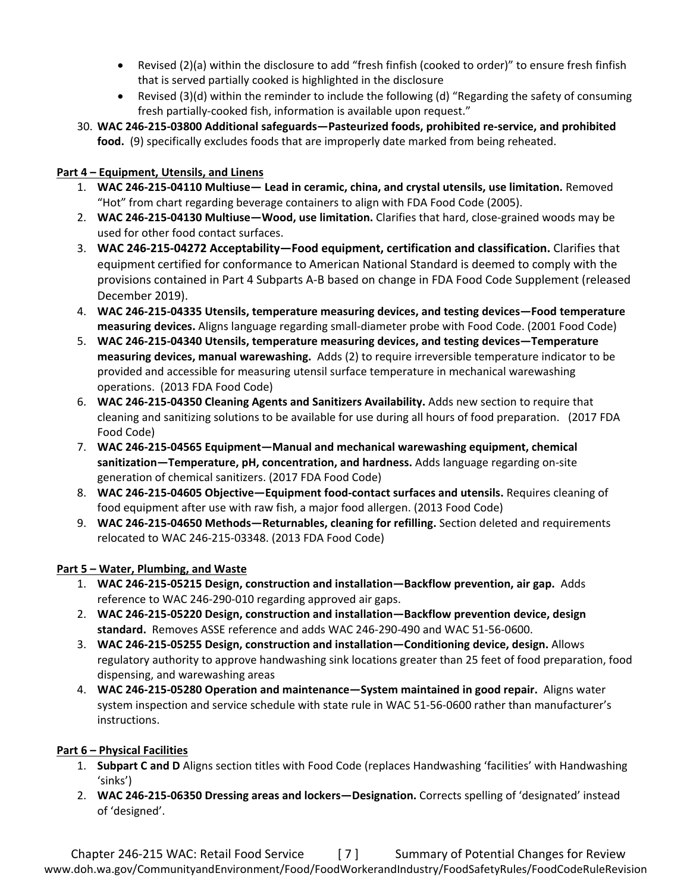- Revised (2)(a) within the disclosure to add "fresh finfish (cooked to order)" to ensure fresh finfish that is served partially cooked is highlighted in the disclosure
- Revised (3)(d) within the reminder to include the following (d) "Regarding the safety of consuming fresh partially-cooked fish, information is available upon request."

30. **WAC 246-215-03800 Additional safeguards—Pasteurized foods, prohibited re-service, and prohibited food.** (9) specifically excludes foods that are improperly date marked from being reheated.

**Part 4 – Equipment, Utensils, and Linens**

1. **WAC 246-215-04110 Multiuse— Lead in ceramic, china, and crystal utensils, use limitation.** Removed "Hot" from chart regarding beverage containers to align with FDA Food Code (2005).
2. **WAC 246-215-04130 Multiuse—Wood, use limitation.** Clarifies that hard, close-grained woods may be used for other food contact surfaces.
3. **WAC 246-215-04272 Acceptability—Food equipment, certification and classification.** Clarifies that equipment certified for conformance to American National Standard is deemed to comply with the provisions contained in Part 4 Subparts A-B based on change in FDA Food Code Supplement (released December 2019).
4. **WAC 246-215-04335 Utensils, temperature measuring devices, and testing devices—Food temperature measuring devices.** Aligns language regarding small-diameter probe with Food Code. (2001 Food Code)
5. **WAC 246-215-04340 Utensils, temperature measuring devices, and testing devices—Temperature measuring devices, manual warewashing.** Adds (2) to require irreversible temperature indicator to be provided and accessible for measuring utensil surface temperature in mechanical warewashing operations. (2013 FDA Food Code)
6. **WAC 246-215-04350 Cleaning Agents and Sanitizers Availability.** Adds new section to require that cleaning and sanitizing solutions to be available for use during all hours of food preparation. (2017 FDA Food Code)
7. **WAC 246-215-04565 Equipment—Manual and mechanical warewashing equipment, chemical sanitization—Temperature, pH, concentration, and hardness.** Adds language regarding on-site generation of chemical sanitizers. (2017 FDA Food Code)
8. **WAC 246-215-04605 Objective—Equipment food-contact surfaces and utensils.** Requires cleaning of food equipment after use with raw fish, a major food allergen. (2013 Food Code)
9. **WAC 246-215-04650 Methods—Returnables, cleaning for refilling.** Section deleted and requirements relocated to WAC 246-215-03348. (2013 FDA Food Code)

**Part 5 – Water, Plumbing, and Waste**

1. **WAC 246-215-05215 Design, construction and installation—Backflow prevention, air gap.** Adds reference to WAC 246-290-010 regarding approved air gaps.
2. **WAC 246-215-05220 Design, construction and installation—Backflow prevention device, design standard.** Removes ASSE reference and adds WAC 246-290-490 and WAC 51-56-0600.
3. **WAC 246-215-05255 Design, construction and installation—Conditioning device, design.** Allows regulatory authority to approve handwashing sink locations greater than 25 feet of food preparation, food dispensing, and warewashing areas
4. **WAC 246-215-05280 Operation and maintenance—System maintained in good repair.** Aligns water system inspection and service schedule with state rule in WAC 51-56-0600 rather than manufacturer's instructions.

**Part 6 – Physical Facilities**

1. **Subpart C and D** Aligns section titles with Food Code (replaces Handwashing 'facilities' with Handwashing 'sinks')
2. **WAC 246-215-06350 Dressing areas and lockers—Designation.** Corrects spelling of 'designated' instead of 'designed'.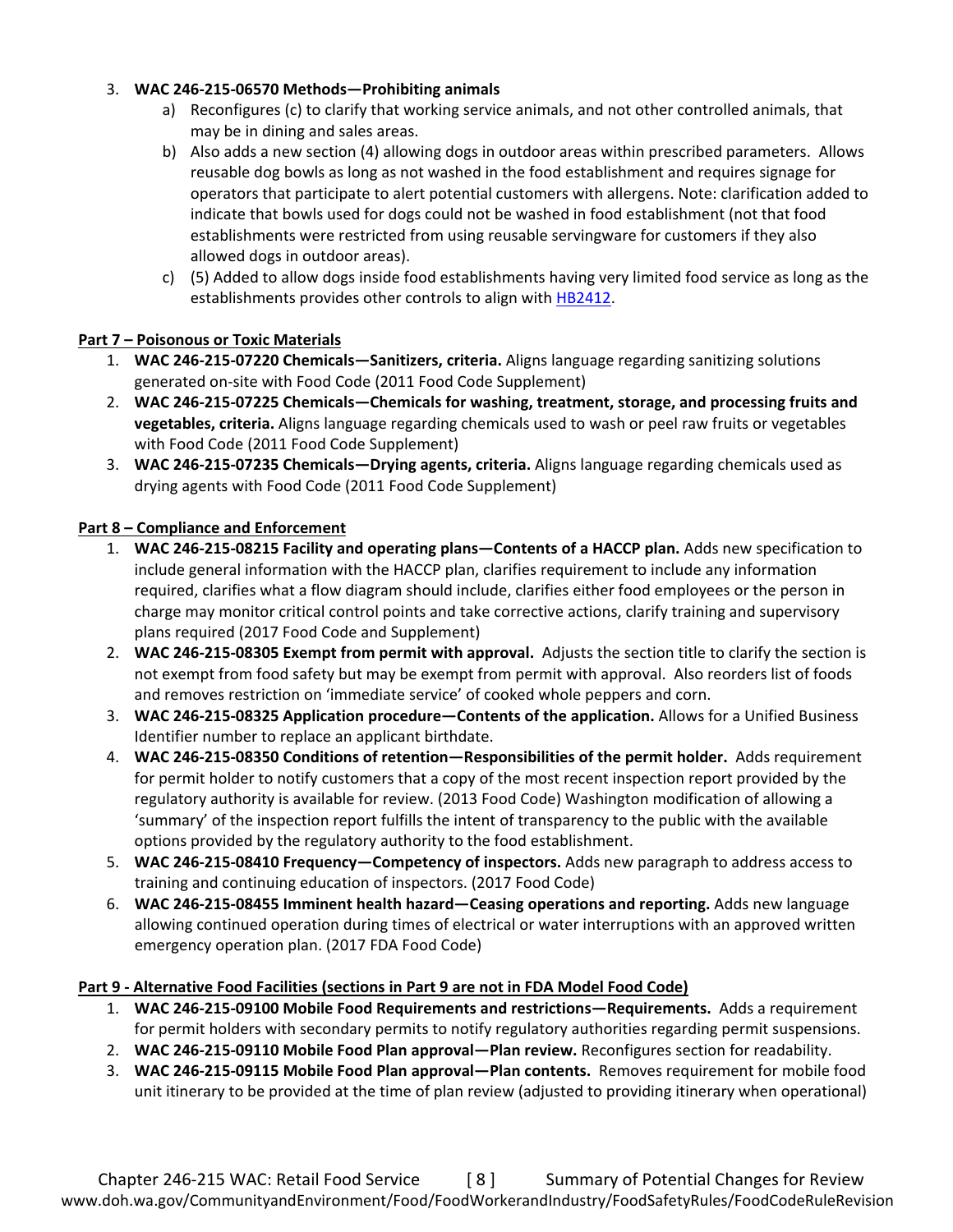3. **WAC 246-215-06570 Methods—Prohibiting animals**
    a) Reconfigures (c) to clarify that working service animals, and not other controlled animals, that may be in dining and sales areas.
    b) Also adds a new section (4) allowing dogs in outdoor areas within prescribed parameters. Allows reusable dog bowls as long as not washed in the food establishment and requires signage for operators that participate to alert potential customers with allergens. Note: clarification added to indicate that bowls used for dogs could not be washed in food establishment (not that food establishments were restricted from using reusable servingware for customers if they also allowed dogs in outdoor areas).
    c) (5) Added to allow dogs inside food establishments having very limited food service as long as the establishments provides other controls to align with HB2412.

**Part 7 – Poisonous or Toxic Materials**

1. **WAC 246-215-07220 Chemicals—Sanitizers, criteria.** Aligns language regarding sanitizing solutions generated on-site with Food Code (2011 Food Code Supplement)
2. **WAC 246-215-07225 Chemicals—Chemicals for washing, treatment, storage, and processing fruits and vegetables, criteria.** Aligns language regarding chemicals used to wash or peel raw fruits or vegetables with Food Code (2011 Food Code Supplement)
3. **WAC 246-215-07235 Chemicals—Drying agents, criteria.** Aligns language regarding chemicals used as drying agents with Food Code (2011 Food Code Supplement)

**Part 8 – Compliance and Enforcement**

1. **WAC 246-215-08215 Facility and operating plans—Contents of a HACCP plan.** Adds new specification to include general information with the HACCP plan, clarifies requirement to include any information required, clarifies what a flow diagram should include, clarifies either food employees or the person in charge may monitor critical control points and take corrective actions, clarify training and supervisory plans required (2017 Food Code and Supplement)
2. **WAC 246-215-08305 Exempt from permit with approval.** Adjusts the section title to clarify the section is not exempt from food safety but may be exempt from permit with approval. Also reorders list of foods and removes restriction on 'immediate service' of cooked whole peppers and corn.
3. **WAC 246-215-08325 Application procedure—Contents of the application.** Allows for a Unified Business Identifier number to replace an applicant birthdate.
4. **WAC 246-215-08350 Conditions of retention—Responsibilities of the permit holder.** Adds requirement for permit holder to notify customers that a copy of the most recent inspection report provided by the regulatory authority is available for review. (2013 Food Code) Washington modification of allowing a 'summary' of the inspection report fulfills the intent of transparency to the public with the available options provided by the regulatory authority to the food establishment.
5. **WAC 246-215-08410 Frequency—Competency of inspectors.** Adds new paragraph to address access to training and continuing education of inspectors. (2017 Food Code)
6. **WAC 246-215-08455 Imminent health hazard—Ceasing operations and reporting.** Adds new language allowing continued operation during times of electrical or water interruptions with an approved written emergency operation plan. (2017 FDA Food Code)

**Part 9 - Alternative Food Facilities (sections in Part 9 are not in FDA Model Food Code)**

1. **WAC 246-215-09100 Mobile Food Requirements and restrictions—Requirements.** Adds a requirement for permit holders with secondary permits to notify regulatory authorities regarding permit suspensions.
2. **WAC 246-215-09110 Mobile Food Plan approval—Plan review.** Reconfigures section for readability.
3. **WAC 246-215-09115 Mobile Food Plan approval—Plan contents.** Removes requirement for mobile food unit itinerary to be provided at the time of plan review (adjusted to providing itinerary when operational)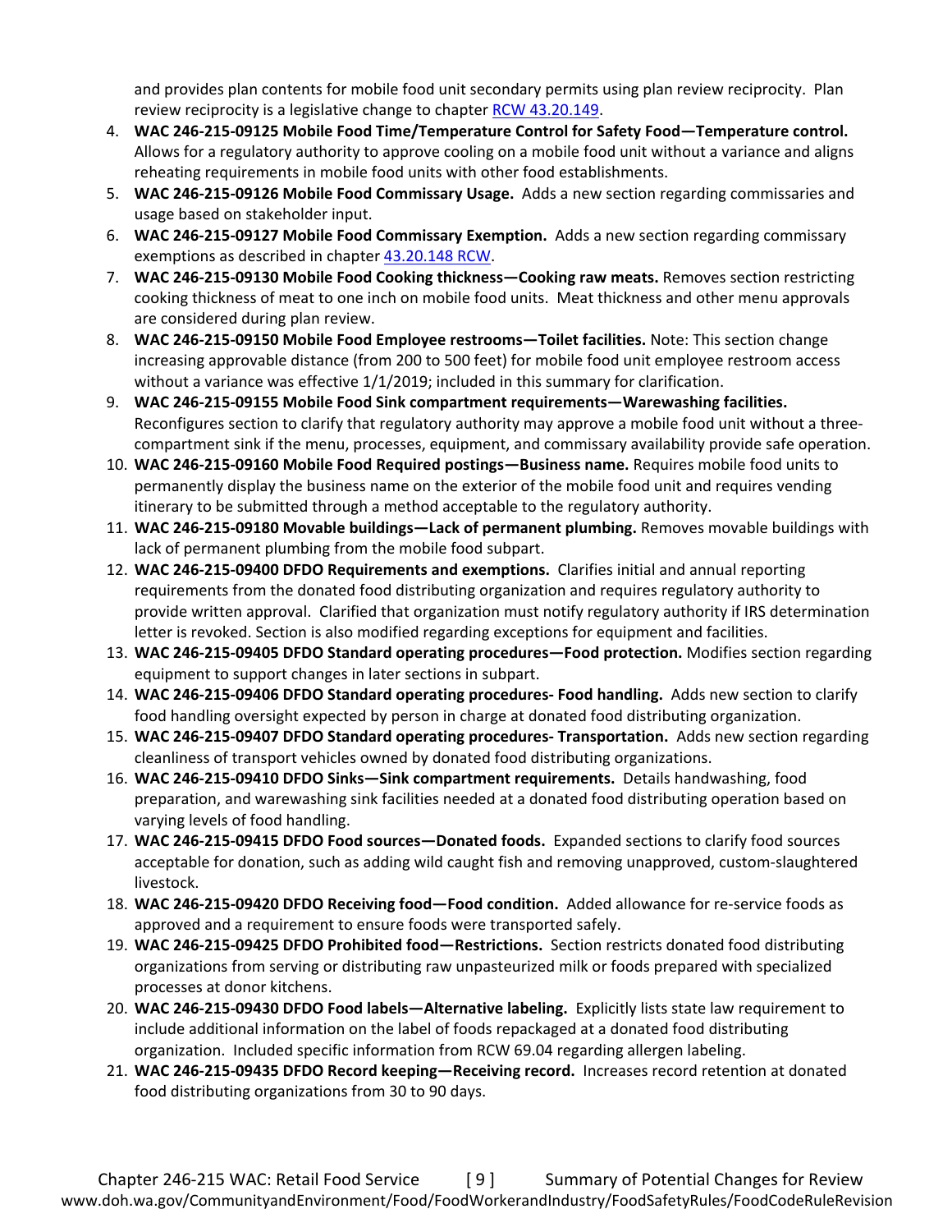and provides plan contents for mobile food unit secondary permits using plan review reciprocity. Plan review reciprocity is a legislative change to chapter RCW 43.20.149.

4. **WAC 246-215-09125 Mobile Food Time/Temperature Control for Safety Food—Temperature control.** Allows for a regulatory authority to approve cooling on a mobile food unit without a variance and aligns reheating requirements in mobile food units with other food establishments.
5. **WAC 246-215-09126 Mobile Food Commissary Usage.** Adds a new section regarding commissaries and usage based on stakeholder input.
6. **WAC 246-215-09127 Mobile Food Commissary Exemption.** Adds a new section regarding commissary exemptions as described in chapter 43.20.148 RCW.
7. **WAC 246-215-09130 Mobile Food Cooking thickness—Cooking raw meats.** Removes section restricting cooking thickness of meat to one inch on mobile food units. Meat thickness and other menu approvals are considered during plan review.
8. **WAC 246-215-09150 Mobile Food Employee restrooms—Toilet facilities.** Note: This section change increasing approvable distance (from 200 to 500 feet) for mobile food unit employee restroom access without a variance was effective 1/1/2019; included in this summary for clarification.
9. **WAC 246-215-09155 Mobile Food Sink compartment requirements—Warewashing facilities.** Reconfigures section to clarify that regulatory authority may approve a mobile food unit without a three-compartment sink if the menu, processes, equipment, and commissary availability provide safe operation.
10. **WAC 246-215-09160 Mobile Food Required postings—Business name.** Requires mobile food units to permanently display the business name on the exterior of the mobile food unit and requires vending itinerary to be submitted through a method acceptable to the regulatory authority.
11. **WAC 246-215-09180 Movable buildings—Lack of permanent plumbing.** Removes movable buildings with lack of permanent plumbing from the mobile food subpart.
12. **WAC 246-215-09400 DFDO Requirements and exemptions.** Clarifies initial and annual reporting requirements from the donated food distributing organization and requires regulatory authority to provide written approval. Clarified that organization must notify regulatory authority if IRS determination letter is revoked. Section is also modified regarding exceptions for equipment and facilities.
13. **WAC 246-215-09405 DFDO Standard operating procedures—Food protection.** Modifies section regarding equipment to support changes in later sections in subpart.
14. **WAC 246-215-09406 DFDO Standard operating procedures- Food handling.** Adds new section to clarify food handling oversight expected by person in charge at donated food distributing organization.
15. **WAC 246-215-09407 DFDO Standard operating procedures- Transportation.** Adds new section regarding cleanliness of transport vehicles owned by donated food distributing organizations.
16. **WAC 246-215-09410 DFDO Sinks—Sink compartment requirements.** Details handwashing, food preparation, and warewashing sink facilities needed at a donated food distributing operation based on varying levels of food handling.
17. **WAC 246-215-09415 DFDO Food sources—Donated foods.** Expanded sections to clarify food sources acceptable for donation, such as adding wild caught fish and removing unapproved, custom-slaughtered livestock.
18. **WAC 246-215-09420 DFDO Receiving food—Food condition.** Added allowance for re-service foods as approved and a requirement to ensure foods were transported safely.
19. **WAC 246-215-09425 DFDO Prohibited food—Restrictions.** Section restricts donated food distributing organizations from serving or distributing raw unpasteurized milk or foods prepared with specialized processes at donor kitchens.
20. **WAC 246-215-09430 DFDO Food labels—Alternative labeling.** Explicitly lists state law requirement to include additional information on the label of foods repackaged at a donated food distributing organization. Included specific information from RCW 69.04 regarding allergen labeling.
21. **WAC 246-215-09435 DFDO Record keeping—Receiving record.** Increases record retention at donated food distributing organizations from 30 to 90 days.